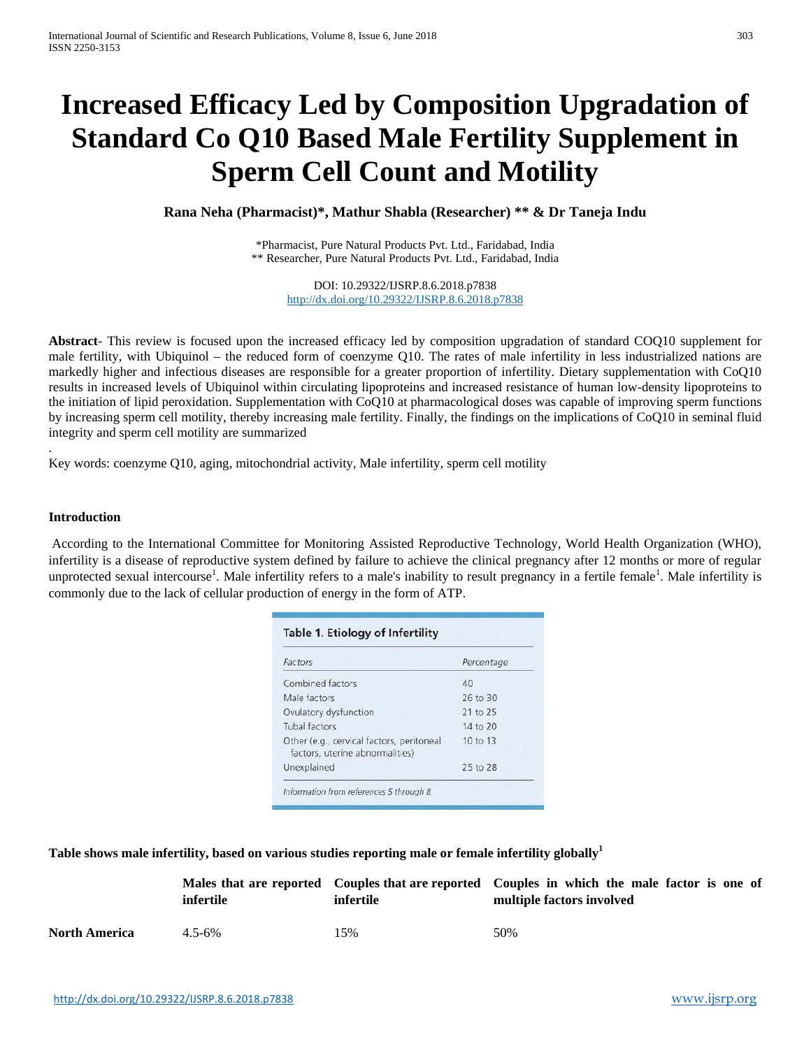# Increased Efficacy Led by Composition Upgradation of Standard Co Q10 Based Male Fertility Supplement in Sperm Cell Count and Motility

**Rana Neha (Pharmacist)*, Mathur Shabla (Researcher) ** & Dr Taneja Indu**

*Pharmacist, Pure Natural Products Pvt. Ltd., Faridabad, India
** Researcher, Pure Natural Products Pvt. Ltd., Faridabad, India

DOI: 10.29322/IJSRP.8.6.2018.p7838
http://dx.doi.org/10.29322/IJSRP.8.6.2018.p7838

**Abstract**- This review is focused upon the increased efficacy led by composition upgradation of standard COQ10 supplement for male fertility, with Ubiquinol – the reduced form of coenzyme Q10. The rates of male infertility in less industrialized nations are markedly higher and infectious diseases are responsible for a greater proportion of infertility. Dietary supplementation with CoQ10 results in increased levels of Ubiquinol within circulating lipoproteins and increased resistance of human low-density lipoproteins to the initiation of lipid peroxidation. Supplementation with CoQ10 at pharmacological doses was capable of improving sperm functions by increasing sperm cell motility, thereby increasing male fertility. Finally, the findings on the implications of CoQ10 in seminal fluid integrity and sperm cell motility are summarized

.
Key words: coenzyme Q10, aging, mitochondrial activity, Male infertility, sperm cell motility

## Introduction

According to the International Committee for Monitoring Assisted Reproductive Technology, World Health Organization (WHO), infertility is a disease of reproductive system defined by failure to achieve the clinical pregnancy after 12 months or more of regular unprotected sexual intercourse[1]. Male infertility refers to a male's inability to result pregnancy in a fertile female[1]. Male infertility is commonly due to the lack of cellular production of energy in the form of ATP.

**Table 1. Etiology of Infertility**

| *Factors* | *Percentage* |
|---|---|
| Combined factors | 40 |
| Male factors | 26 to 30 |
| Ovulatory dysfunction | 21 to 25 |
| Tubal factors | 14 to 20 |
| Other (e.g., cervical factors, peritoneal factors, uterine abnormalities) | 10 to 13 |
| Unexplained | 25 to 28 |

*Information from references 5 through 8.*

**Table shows male infertility, based on various studies reporting male or female infertility globally[1]**

| | Males that are reported infertile | Couples that are reported infertile | Couples in which the male factor is one of multiple factors involved |
|---|---|---|---|
| **North America** | 4.5-6% | 15% | 50% |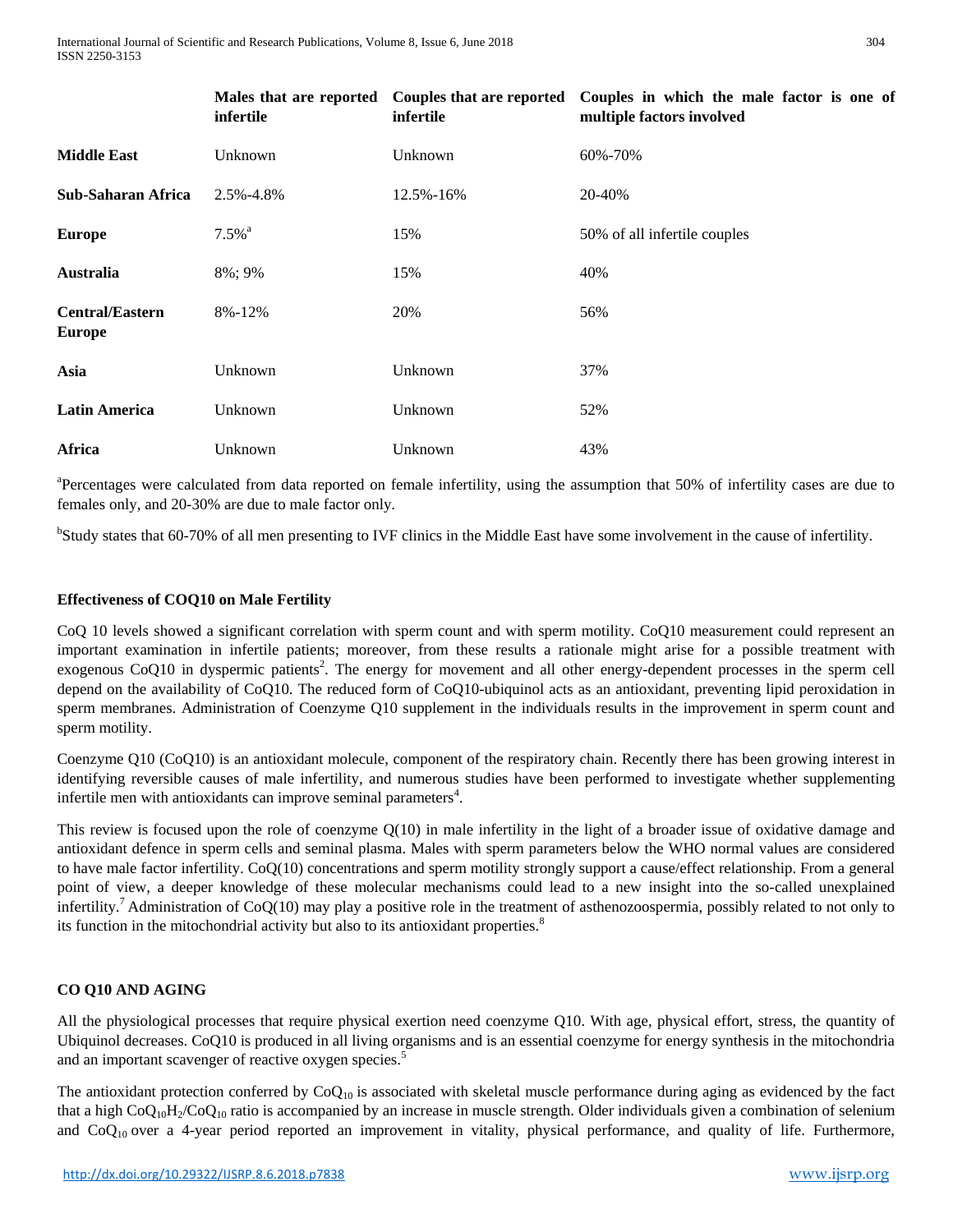| | Males that are reported infertile | Couples that are reported infertile | Couples in which the male factor is one of multiple factors involved |
|---|---|---|---|
| **Middle East** | Unknown | Unknown | 60%-70% |
| **Sub-Saharan Africa** | 2.5%-4.8% | 12.5%-16% | 20-40% |
| **Europe** | 7.5%[a] | 15% | 50% of all infertile couples |
| **Australia** | 8%; 9% | 15% | 40% |
| **Central/Eastern Europe** | 8%-12% | 20% | 56% |
| **Asia** | Unknown | Unknown | 37% |
| **Latin America** | Unknown | Unknown | 52% |
| **Africa** | Unknown | Unknown | 43% |

[a]Percentages were calculated from data reported on female infertility, using the assumption that 50% of infertility cases are due to females only, and 20-30% are due to male factor only.

[b]Study states that 60-70% of all men presenting to IVF clinics in the Middle East have some involvement in the cause of infertility.

### Effectiveness of COQ10 on Male Fertility

CoQ 10 levels showed a significant correlation with sperm count and with sperm motility. CoQ10 measurement could represent an important examination in infertile patients; moreover, from these results a rationale might arise for a possible treatment with exogenous CoQ10 in dyspermic patients[2]. The energy for movement and all other energy-dependent processes in the sperm cell depend on the availability of CoQ10. The reduced form of CoQ10-ubiquinol acts as an antioxidant, preventing lipid peroxidation in sperm membranes. Administration of Coenzyme Q10 supplement in the individuals results in the improvement in sperm count and sperm motility.

Coenzyme Q10 (CoQ10) is an antioxidant molecule, component of the respiratory chain. Recently there has been growing interest in identifying reversible causes of male infertility, and numerous studies have been performed to investigate whether supplementing infertile men with antioxidants can improve seminal parameters[4].

This review is focused upon the role of coenzyme Q(10) in male infertility in the light of a broader issue of oxidative damage and antioxidant defence in sperm cells and seminal plasma. Males with sperm parameters below the WHO normal values are considered to have male factor infertility. CoQ(10) concentrations and sperm motility strongly support a cause/effect relationship. From a general point of view, a deeper knowledge of these molecular mechanisms could lead to a new insight into the so-called unexplained infertility.[7] Administration of CoQ(10) may play a positive role in the treatment of asthenozoospermia, possibly related to not only to its function in the mitochondrial activity but also to its antioxidant properties.[8]

### CO Q10 AND AGING

All the physiological processes that require physical exertion need coenzyme Q10. With age, physical effort, stress, the quantity of Ubiquinol decreases. CoQ10 is produced in all living organisms and is an essential coenzyme for energy synthesis in the mitochondria and an important scavenger of reactive oxygen species.[5]

The antioxidant protection conferred by $CoQ_{10}$ is associated with skeletal muscle performance during aging as evidenced by the fact that a high $CoQ_{10}H_2/CoQ_{10}$ ratio is accompanied by an increase in muscle strength. Older individuals given a combination of selenium and $CoQ_{10}$ over a 4-year period reported an improvement in vitality, physical performance, and quality of life. Furthermore,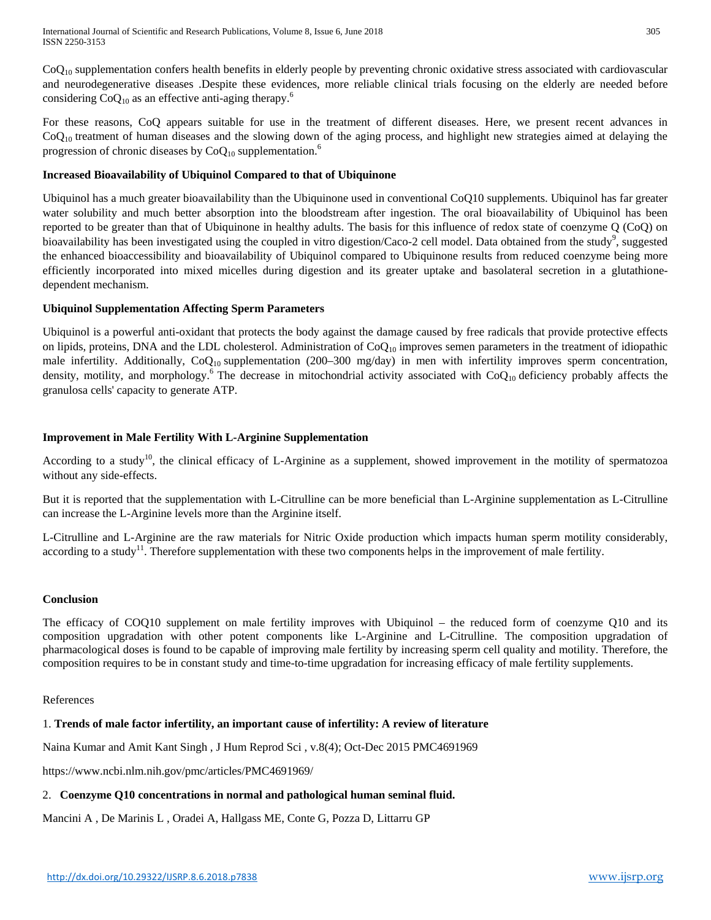$CoQ_{10}$ supplementation confers health benefits in elderly people by preventing chronic oxidative stress associated with cardiovascular and neurodegenerative diseases .Despite these evidences, more reliable clinical trials focusing on the elderly are needed before considering $CoQ_{10}$ as an effective anti-aging therapy.[6]

For these reasons, CoQ appears suitable for use in the treatment of different diseases. Here, we present recent advances in $CoQ_{10}$ treatment of human diseases and the slowing down of the aging process, and highlight new strategies aimed at delaying the progression of chronic diseases by $CoQ_{10}$ supplementation.[6]

**Increased Bioavailability of Ubiquinol Compared to that of Ubiquinone**

Ubiquinol has a much greater bioavailability than the Ubiquinone used in conventional CoQ10 supplements. Ubiquinol has far greater water solubility and much better absorption into the bloodstream after ingestion. The oral bioavailability of Ubiquinol has been reported to be greater than that of Ubiquinone in healthy adults. The basis for this influence of redox state of coenzyme Q (CoQ) on bioavailability has been investigated using the coupled in vitro digestion/Caco-2 cell model. Data obtained from the study[9], suggested the enhanced bioaccessibility and bioavailability of Ubiquinol compared to Ubiquinone results from reduced coenzyme being more efficiently incorporated into mixed micelles during digestion and its greater uptake and basolateral secretion in a glutathione-dependent mechanism.

**Ubiquinol Supplementation Affecting Sperm Parameters**

Ubiquinol is a powerful anti-oxidant that protects the body against the damage caused by free radicals that provide protective effects on lipids, proteins, DNA and the LDL cholesterol. Administration of $CoQ_{10}$ improves semen parameters in the treatment of idiopathic male infertility. Additionally, $CoQ_{10}$ supplementation (200–300 mg/day) in men with infertility improves sperm concentration, density, motility, and morphology.[6] The decrease in mitochondrial activity associated with $CoQ_{10}$ deficiency probably affects the granulosa cells' capacity to generate ATP.

**Improvement in Male Fertility With L-Arginine Supplementation**

According to a study[10], the clinical efficacy of L-Arginine as a supplement, showed improvement in the motility of spermatozoa without any side-effects.

But it is reported that the supplementation with L-Citrulline can be more beneficial than L-Arginine supplementation as L-Citrulline can increase the L-Arginine levels more than the Arginine itself.

L-Citrulline and L-Arginine are the raw materials for Nitric Oxide production which impacts human sperm motility considerably, according to a study[11]. Therefore supplementation with these two components helps in the improvement of male fertility.

**Conclusion**

The efficacy of COQ10 supplement on male fertility improves with Ubiquinol – the reduced form of coenzyme Q10 and its composition upgradation with other potent components like L-Arginine and L-Citrulline. The composition upgradation of pharmacological doses is found to be capable of improving male fertility by increasing sperm cell quality and motility. Therefore, the composition requires to be in constant study and time-to-time upgradation for increasing efficacy of male fertility supplements.

References

1. **Trends of male factor infertility, an important cause of infertility: A review of literature**

Naina Kumar and Amit Kant Singh , J Hum Reprod Sci , v.8(4); Oct-Dec 2015 PMC4691969

https://www.ncbi.nlm.nih.gov/pmc/articles/PMC4691969/

2. **Coenzyme Q10 concentrations in normal and pathological human seminal fluid.**

Mancini A , De Marinis L , Oradei A, Hallgass ME, Conte G, Pozza D, Littarru GP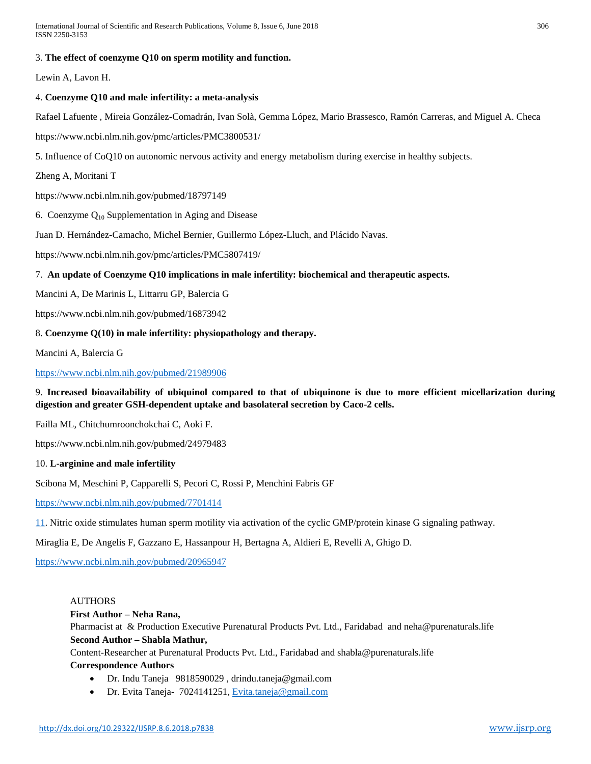3. **The effect of coenzyme Q10 on sperm motility and function.**

Lewin A, Lavon H.

4. **Coenzyme Q10 and male infertility: a meta-analysis**

Rafael Lafuente , Mireia González-Comadrán, Ivan Solà, Gemma López, Mario Brassesco, Ramón Carreras, and Miguel A. Checa

https://www.ncbi.nlm.nih.gov/pmc/articles/PMC3800531/

5. Influence of CoQ10 on autonomic nervous activity and energy metabolism during exercise in healthy subjects.

Zheng A, Moritani T

https://www.ncbi.nlm.nih.gov/pubmed/18797149

6. Coenzyme $Q_{10}$ Supplementation in Aging and Disease

Juan D. Hernández-Camacho, Michel Bernier, Guillermo López-Lluch, and Plácido Navas.

https://www.ncbi.nlm.nih.gov/pmc/articles/PMC5807419/

7. **An update of Coenzyme Q10 implications in male infertility: biochemical and therapeutic aspects.**

Mancini A, De Marinis L, Littarru GP, Balercia G

https://www.ncbi.nlm.nih.gov/pubmed/16873942

8. **Coenzyme Q(10) in male infertility: physiopathology and therapy.**

Mancini A, Balercia G

https://www.ncbi.nlm.nih.gov/pubmed/21989906

9. **Increased bioavailability of ubiquinol compared to that of ubiquinone is due to more efficient micellarization during digestion and greater GSH-dependent uptake and basolateral secretion by Caco-2 cells.**

Failla ML, Chitchumroonchokchai C, Aoki F.

https://www.ncbi.nlm.nih.gov/pubmed/24979483

10. **L-arginine and male infertility**

Scibona M, Meschini P, Capparelli S, Pecori C, Rossi P, Menchini Fabris GF

https://www.ncbi.nlm.nih.gov/pubmed/7701414

11. Nitric oxide stimulates human sperm motility via activation of the cyclic GMP/protein kinase G signaling pathway.

Miraglia E, De Angelis F, Gazzano E, Hassanpour H, Bertagna A, Aldieri E, Revelli A, Ghigo D.

https://www.ncbi.nlm.nih.gov/pubmed/20965947

AUTHORS

**First Author – Neha Rana,**
Pharmacist at & Production Executive Purenatural Products Pvt. Ltd., Faridabad and neha@purenaturals.life

**Second Author – Shabla Mathur,**
Content-Researcher at Purenatural Products Pvt. Ltd., Faridabad and shabla@purenaturals.life

**Correspondence Authors**

- Dr. Indu Taneja 9818590029 , drindu.taneja@gmail.com
- Dr. Evita Taneja- 7024141251, Evita.taneja@gmail.com